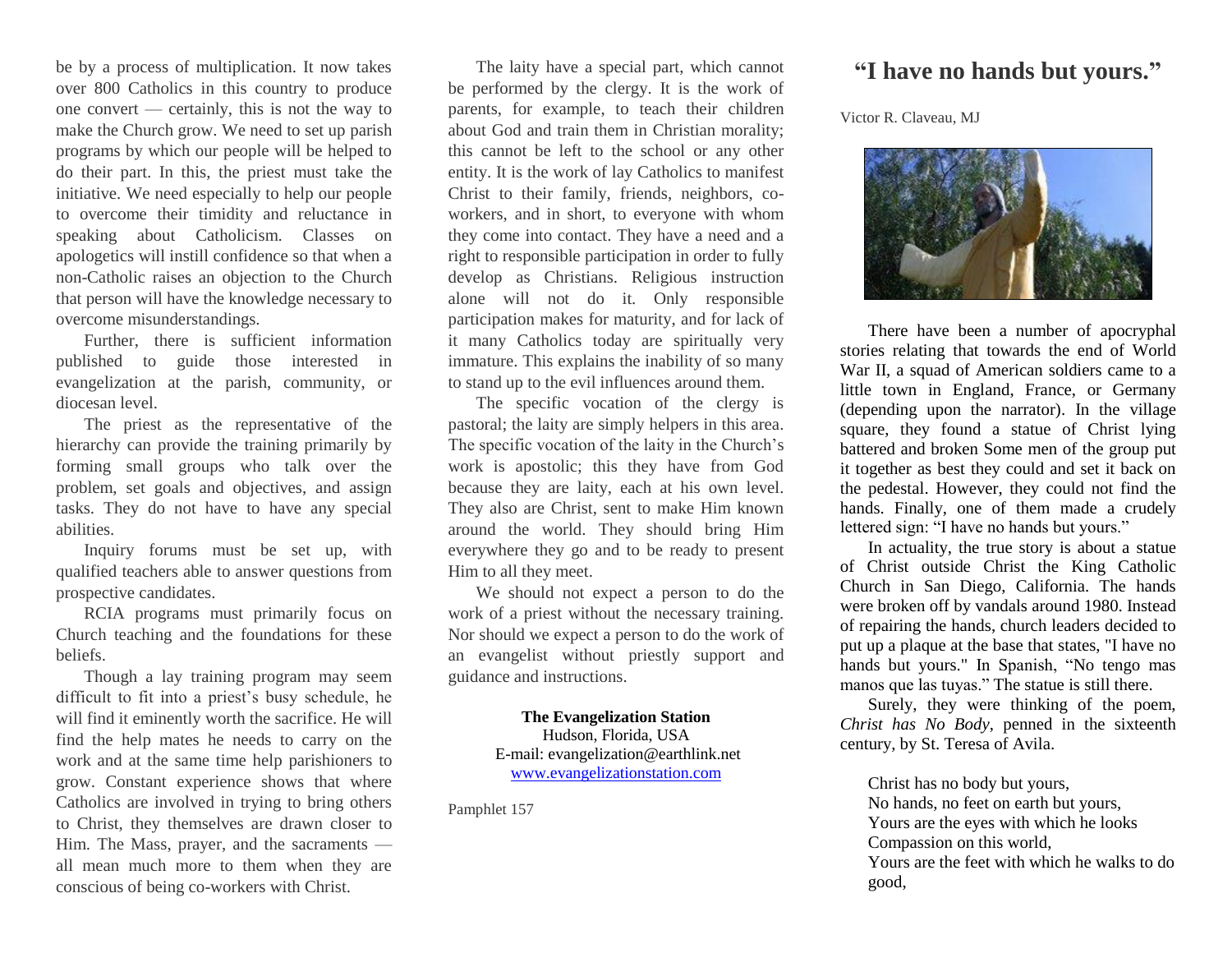be by a process of multiplication. It now takes over 800 Catholics in this country to produce one convert — certainly, this is not the way to make the Church grow. We need to set up parish programs by which our people will be helped to do their part. In this, the priest must take the initiative. We need especially to help our people to overcome their timidity and reluctance in speaking about Catholicism. Classes on apologetics will instill confidence so that when a non-Catholic raises an objection to the Church that person will have the knowledge necessary to overcome misunderstandings.

Further, there is sufficient information published to guide those interested in evangelization at the parish, community, or diocesan level.

The priest as the representative of the hierarchy can provide the training primarily by forming small groups who talk over the problem, set goals and objectives, and assign tasks. They do not have to have any special abilities.

Inquiry forums must be set up, with qualified teachers able to answer questions from prospective candidates.

RCIA programs must primarily focus on Church teaching and the foundations for these beliefs.

Though a lay training program may seem difficult to fit into a priest's busy schedule, he will find it eminently worth the sacrifice. He will find the help mates he needs to carry on the work and at the same time help parishioners to grow. Constant experience shows that where Catholics are involved in trying to bring others to Christ, they themselves are drawn closer to Him. The Mass, prayer, and the sacraments — all mean much more to them when they are conscious of being co-workers with Christ.

The laity have a special part, which cannot be performed by the clergy. It is the work of parents, for example, to teach their children about God and train them in Christian morality; this cannot be left to the school or any other entity. It is the work of lay Catholics to manifest Christ to their family, friends, neighbors, co-workers, and in short, to everyone with whom they come into contact. They have a need and a right to responsible participation in order to fully develop as Christians. Religious instruction alone will not do it. Only responsible participation makes for maturity, and for lack of it many Catholics today are spiritually very immature. This explains the inability of so many to stand up to the evil influences around them.

The specific vocation of the clergy is pastoral; the laity are simply helpers in this area. The specific vocation of the laity in the Church's work is apostolic; this they have from God because they are laity, each at his own level. They also are Christ, sent to make Him known around the world. They should bring Him everywhere they go and to be ready to present Him to all they meet.

We should not expect a person to do the work of a priest without the necessary training. Nor should we expect a person to do the work of an evangelist without priestly support and guidance and instructions.

**The Evangelization Station**
Hudson, Florida, USA
E-mail: evangelization@earthlink.net
[www.evangelizationstation.com](www.evangelizationstation.com)

Pamphlet 157

# "I have no hands but yours."

Victor R. Claveau, MJ

There have been a number of apocryphal stories relating that towards the end of World War II, a squad of American soldiers came to a little town in England, France, or Germany (depending upon the narrator). In the village square, they found a statue of Christ lying battered and broken Some men of the group put it together as best they could and set it back on the pedestal. However, they could not find the hands. Finally, one of them made a crudely lettered sign: "I have no hands but yours."

In actuality, the true story is about a statue of Christ outside Christ the King Catholic Church in San Diego, California. The hands were broken off by vandals around 1980. Instead of repairing the hands, church leaders decided to put up a plaque at the base that states, "I have no hands but yours." In Spanish, "No tengo mas manos que las tuyas." The statue is still there.

Surely, they were thinking of the poem, *Christ has No Body*, penned in the sixteenth century, by St. Teresa of Avila.

Christ has no body but yours,
No hands, no feet on earth but yours,
Yours are the eyes with which he looks
Compassion on this world,
Yours are the feet with which he walks to do good,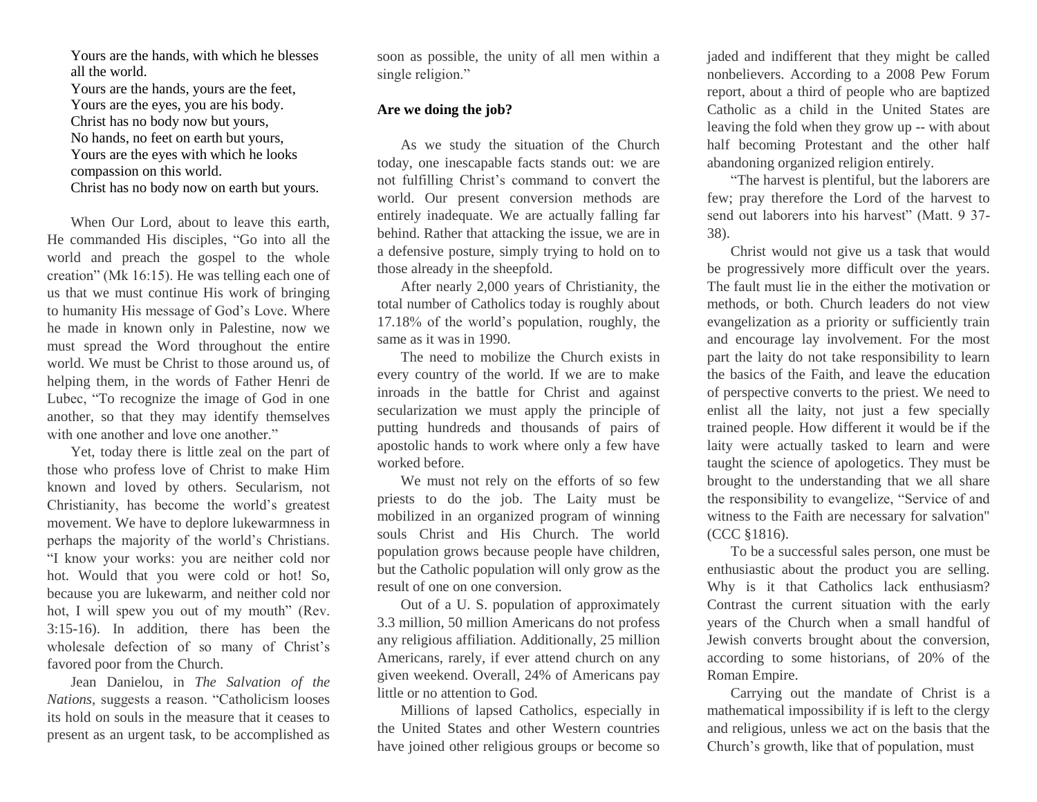Yours are the hands, with which he blesses all the world.
Yours are the hands, yours are the feet,
Yours are the eyes, you are his body.
Christ has no body now but yours,
No hands, no feet on earth but yours,
Yours are the eyes with which he looks compassion on this world.
Christ has no body now on earth but yours.

When Our Lord, about to leave this earth, He commanded His disciples, "Go into all the world and preach the gospel to the whole creation" (Mk 16:15). He was telling each one of us that we must continue His work of bringing to humanity His message of God's Love. Where he made in known only in Palestine, now we must spread the Word throughout the entire world. We must be Christ to those around us, of helping them, in the words of Father Henri de Lubec, "To recognize the image of God in one another, so that they may identify themselves with one another and love one another."

Yet, today there is little zeal on the part of those who profess love of Christ to make Him known and loved by others. Secularism, not Christianity, has become the world's greatest movement. We have to deplore lukewarmness in perhaps the majority of the world's Christians. "I know your works: you are neither cold nor hot. Would that you were cold or hot! So, because you are lukewarm, and neither cold nor hot, I will spew you out of my mouth" (Rev. 3:15-16). In addition, there has been the wholesale defection of so many of Christ's favored poor from the Church.

Jean Danielou, in *The Salvation of the Nations,* suggests a reason. "Catholicism looses its hold on souls in the measure that it ceases to present as an urgent task, to be accomplished as soon as possible, the unity of all men within a single religion."

**Are we doing the job?**

As we study the situation of the Church today, one inescapable facts stands out: we are not fulfilling Christ's command to convert the world. Our present conversion methods are entirely inadequate. We are actually falling far behind. Rather that attacking the issue, we are in a defensive posture, simply trying to hold on to those already in the sheepfold.

After nearly 2,000 years of Christianity, the total number of Catholics today is roughly about 17.18% of the world's population, roughly, the same as it was in 1990.

The need to mobilize the Church exists in every country of the world. If we are to make inroads in the battle for Christ and against secularization we must apply the principle of putting hundreds and thousands of pairs of apostolic hands to work where only a few have worked before.

We must not rely on the efforts of so few priests to do the job. The Laity must be mobilized in an organized program of winning souls Christ and His Church. The world population grows because people have children, but the Catholic population will only grow as the result of one on one conversion.

Out of a U. S. population of approximately 3.3 million, 50 million Americans do not profess any religious affiliation. Additionally, 25 million Americans, rarely, if ever attend church on any given weekend. Overall, 24% of Americans pay little or no attention to God.

Millions of lapsed Catholics, especially in the United States and other Western countries have joined other religious groups or become so jaded and indifferent that they might be called nonbelievers. According to a 2008 Pew Forum report, about a third of people who are baptized Catholic as a child in the United States are leaving the fold when they grow up -- with about half becoming Protestant and the other half abandoning organized religion entirely.

"The harvest is plentiful, but the laborers are few; pray therefore the Lord of the harvest to send out laborers into his harvest" (Matt. 9 37-38).

Christ would not give us a task that would be progressively more difficult over the years. The fault must lie in the either the motivation or methods, or both. Church leaders do not view evangelization as a priority or sufficiently train and encourage lay involvement. For the most part the laity do not take responsibility to learn the basics of the Faith, and leave the education of perspective converts to the priest. We need to enlist all the laity, not just a few specially trained people. How different it would be if the laity were actually tasked to learn and were taught the science of apologetics. They must be brought to the understanding that we all share the responsibility to evangelize, "Service of and witness to the Faith are necessary for salvation" (CCC §1816).

To be a successful sales person, one must be enthusiastic about the product you are selling. Why is it that Catholics lack enthusiasm? Contrast the current situation with the early years of the Church when a small handful of Jewish converts brought about the conversion, according to some historians, of 20% of the Roman Empire.

Carrying out the mandate of Christ is a mathematical impossibility if is left to the clergy and religious, unless we act on the basis that the Church's growth, like that of population, must